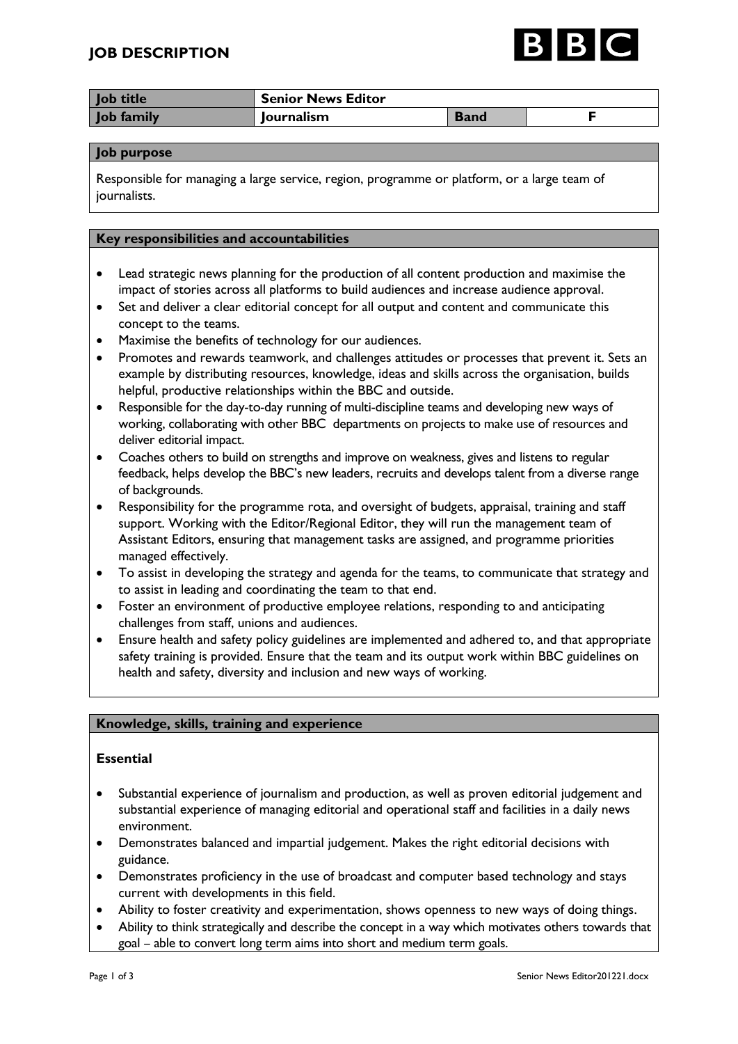# JOB DESCRIPTION

| | | | |
|---|---|---|---|
| **Job title** | **Senior News Editor** | | |
| **Job family** | **Journalism** | **Band** | **F** |

## Job purpose

Responsible for managing a large service, region, programme or platform, or a large team of journalists.

## Key responsibilities and accountabilities

- Lead strategic news planning for the production of all content production and maximise the impact of stories across all platforms to build audiences and increase audience approval.
- Set and deliver a clear editorial concept for all output and content and communicate this concept to the teams.
- Maximise the benefits of technology for our audiences.
- Promotes and rewards teamwork, and challenges attitudes or processes that prevent it. Sets an example by distributing resources, knowledge, ideas and skills across the organisation, builds helpful, productive relationships within the BBC and outside.
- Responsible for the day-to-day running of multi-discipline teams and developing new ways of working, collaborating with other BBC departments on projects to make use of resources and deliver editorial impact.
- Coaches others to build on strengths and improve on weakness, gives and listens to regular feedback, helps develop the BBC's new leaders, recruits and develops talent from a diverse range of backgrounds.
- Responsibility for the programme rota, and oversight of budgets, appraisal, training and staff support. Working with the Editor/Regional Editor, they will run the management team of Assistant Editors, ensuring that management tasks are assigned, and programme priorities managed effectively.
- To assist in developing the strategy and agenda for the teams, to communicate that strategy and to assist in leading and coordinating the team to that end.
- Foster an environment of productive employee relations, responding to and anticipating challenges from staff, unions and audiences.
- Ensure health and safety policy guidelines are implemented and adhered to, and that appropriate safety training is provided. Ensure that the team and its output work within BBC guidelines on health and safety, diversity and inclusion and new ways of working.

## Knowledge, skills, training and experience

### Essential

- Substantial experience of journalism and production, as well as proven editorial judgement and substantial experience of managing editorial and operational staff and facilities in a daily news environment.
- Demonstrates balanced and impartial judgement. Makes the right editorial decisions with guidance.
- Demonstrates proficiency in the use of broadcast and computer based technology and stays current with developments in this field.
- Ability to foster creativity and experimentation, shows openness to new ways of doing things.
- Ability to think strategically and describe the concept in a way which motivates others towards that goal – able to convert long term aims into short and medium term goals.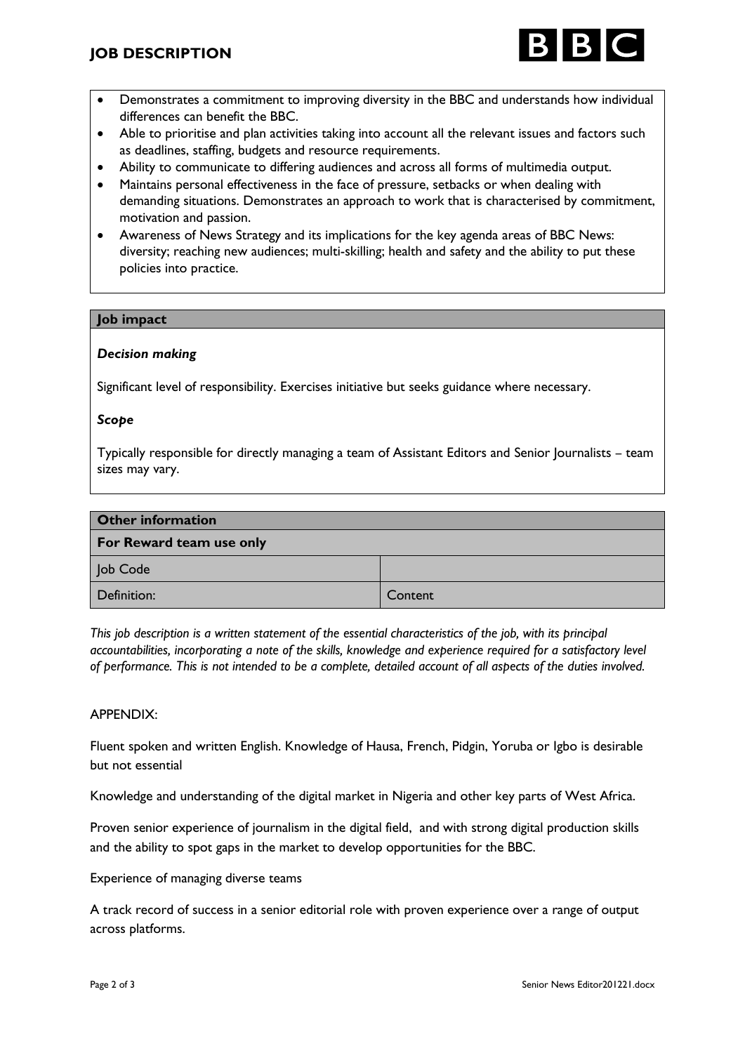- Demonstrates a commitment to improving diversity in the BBC and understands how individual differences can benefit the BBC.
- Able to prioritise and plan activities taking into account all the relevant issues and factors such as deadlines, staffing, budgets and resource requirements.
- Ability to communicate to differing audiences and across all forms of multimedia output.
- Maintains personal effectiveness in the face of pressure, setbacks or when dealing with demanding situations. Demonstrates an approach to work that is characterised by commitment, motivation and passion.
- Awareness of News Strategy and its implications for the key agenda areas of BBC News: diversity; reaching new audiences; multi-skilling; health and safety and the ability to put these policies into practice.

## Job impact

***Decision making***

Significant level of responsibility. Exercises initiative but seeks guidance where necessary.

***Scope***

Typically responsible for directly managing a team of Assistant Editors and Senior Journalists – team sizes may vary.

| **Other information** | |
|---|---|
| **For Reward team use only** | |
| Job Code | |
| Definition: | Content |

*This job description is a written statement of the essential characteristics of the job, with its principal accountabilities, incorporating a note of the skills, knowledge and experience required for a satisfactory level of performance. This is not intended to be a complete, detailed account of all aspects of the duties involved.*

APPENDIX:

Fluent spoken and written English. Knowledge of Hausa, French, Pidgin, Yoruba or Igbo is desirable but not essential

Knowledge and understanding of the digital market in Nigeria and other key parts of West Africa.

Proven senior experience of journalism in the digital field, and with strong digital production skills and the ability to spot gaps in the market to develop opportunities for the BBC.

Experience of managing diverse teams

A track record of success in a senior editorial role with proven experience over a range of output across platforms.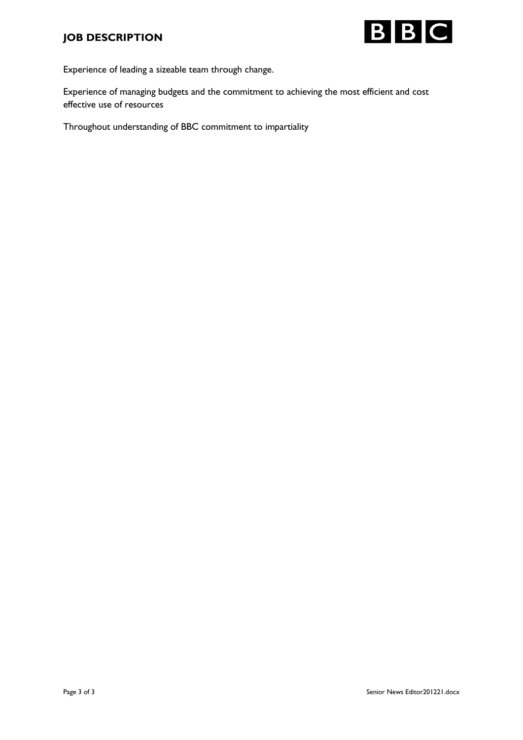Experience of leading a sizeable team through change.

Experience of managing budgets and the commitment to achieving the most efficient and cost effective use of resources

Throughout understanding of BBC commitment to impartiality